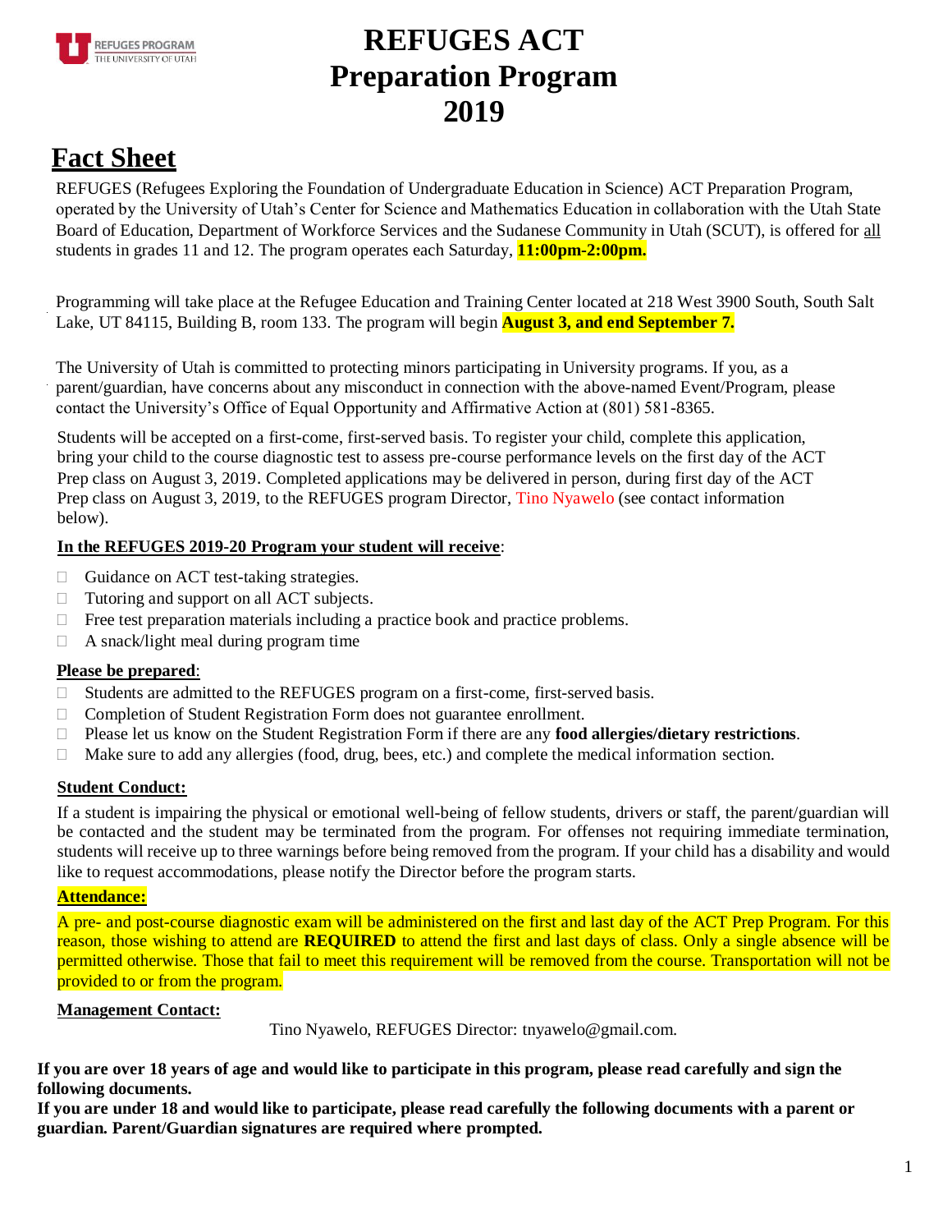# REFUGES ACT Preparation Program 2019

## Fact Sheet

REFUGES (Refugees Exploring the Foundation of Undergraduate Education in Science) ACT Preparation Program, operated by the University of Utah's Center for Science and Mathematics Education in collaboration with the Utah State Board of Education, Department of Workforce Services and the Sudanese Community in Utah (SCUT), is offered for all students in grades 11 and 12. The program operates each Saturday, **11:00pm-2:00pm.**

Programming will take place at the Refugee Education and Training Center located at 218 West 3900 South, South Salt Lake, UT 84115, Building B, room 133. The program will begin **August 3, and end September 7.**

The University of Utah is committed to protecting minors participating in University programs. If you, as a parent/guardian, have concerns about any misconduct in connection with the above-named Event/Program, please contact the University's Office of Equal Opportunity and Affirmative Action at (801) 581-8365.

Students will be accepted on a first-come, first-served basis. To register your child, complete this application, bring your child to the course diagnostic test to assess pre-course performance levels on the first day of the ACT Prep class on August 3, 2019. Completed applications may be delivered in person, during first day of the ACT Prep class on August 3, 2019, to the REFUGES program Director, Tino Nyawelo (see contact information below).

**In the REFUGES 2019-20 Program your student will receive**:

- Guidance on ACT test-taking strategies.
- Tutoring and support on all ACT subjects.
- Free test preparation materials including a practice book and practice problems.
- A snack/light meal during program time

**Please be prepared**:

- Students are admitted to the REFUGES program on a first-come, first-served basis.
- Completion of Student Registration Form does not guarantee enrollment.
- Please let us know on the Student Registration Form if there are any **food allergies/dietary restrictions**.
- Make sure to add any allergies (food, drug, bees, etc.) and complete the medical information section.

**Student Conduct:**

If a student is impairing the physical or emotional well-being of fellow students, drivers or staff, the parent/guardian will be contacted and the student may be terminated from the program. For offenses not requiring immediate termination, students will receive up to three warnings before being removed from the program. If your child has a disability and would like to request accommodations, please notify the Director before the program starts.

**Attendance:**

A pre- and post-course diagnostic exam will be administered on the first and last day of the ACT Prep Program. For this reason, those wishing to attend are **REQUIRED** to attend the first and last days of class. Only a single absence will be permitted otherwise. Those that fail to meet this requirement will be removed from the course. Transportation will not be provided to or from the program.

**Management Contact:**

Tino Nyawelo, REFUGES Director: tnyawelo@gmail.com.

**If you are over 18 years of age and would like to participate in this program, please read carefully and sign the following documents.**

**If you are under 18 and would like to participate, please read carefully the following documents with a parent or guardian. Parent/Guardian signatures are required where prompted.**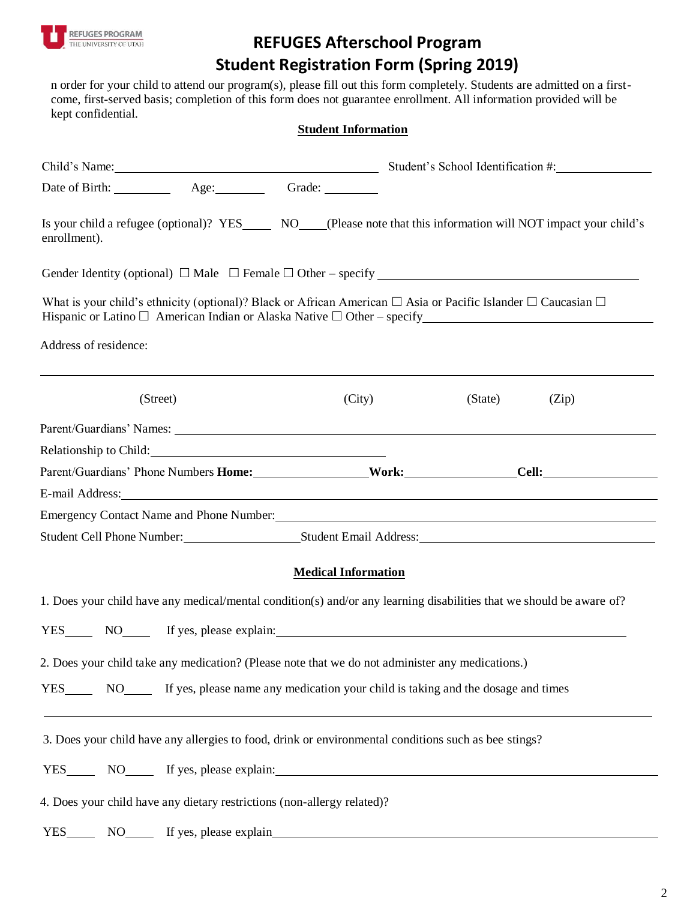REFUGES PROGRAM
THE UNIVERSITY OF UTAH

# REFUGES Afterschool Program
# Student Registration Form (Spring 2019)

n order for your child to attend our program(s), please fill out this form completely. Students are admitted on a first-come, first-served basis; completion of this form does not guarantee enrollment. All information provided will be kept confidential.

## Student Information

Child's Name:______________________________ Student's School Identification #:____________

Date of Birth: ________ Age:_______ Grade: ________

Is your child a refugee (optional)? YES____ NO____(Please note that this information will NOT impact your child's enrollment).

Gender Identity (optional) ☐ Male ☐ Female ☐ Other – specify ______________________________

What is your child's ethnicity (optional)? Black or African American ☐ Asia or Pacific Islander ☐ Caucasian ☐ Hispanic or Latino ☐ American Indian or Alaska Native ☐ Other – specify______________________________

Address of residence:

______________________________________________________________________

(Street) (City) (State) (Zip)

Parent/Guardians' Names: ______________________________________________________

Relationship to Child:______________________________

Parent/Guardians' Phone Numbers **Home:**______________**Work:**______________**Cell:**______________

E-mail Address:______________________________________________________________

Emergency Contact Name and Phone Number:_____________________________________

Student Cell Phone Number:______________Student Email Address:______________________

## Medical Information

1. Does your child have any medical/mental condition(s) and/or any learning disabilities that we should be aware of?

YES____ NO____ If yes, please explain:______________________________________________

2. Does your child take any medication? (Please note that we do not administer any medications.)

YES____ NO____ If yes, please name any medication your child is taking and the dosage and times

______________________________________________________________________

3. Does your child have any allergies to food, drink or environmental conditions such as bee stings?

YES____ NO____ If yes, please explain:______________________________________________

4. Does your child have any dietary restrictions (non-allergy related)?

YES____ NO____ If yes, please explain______________________________________________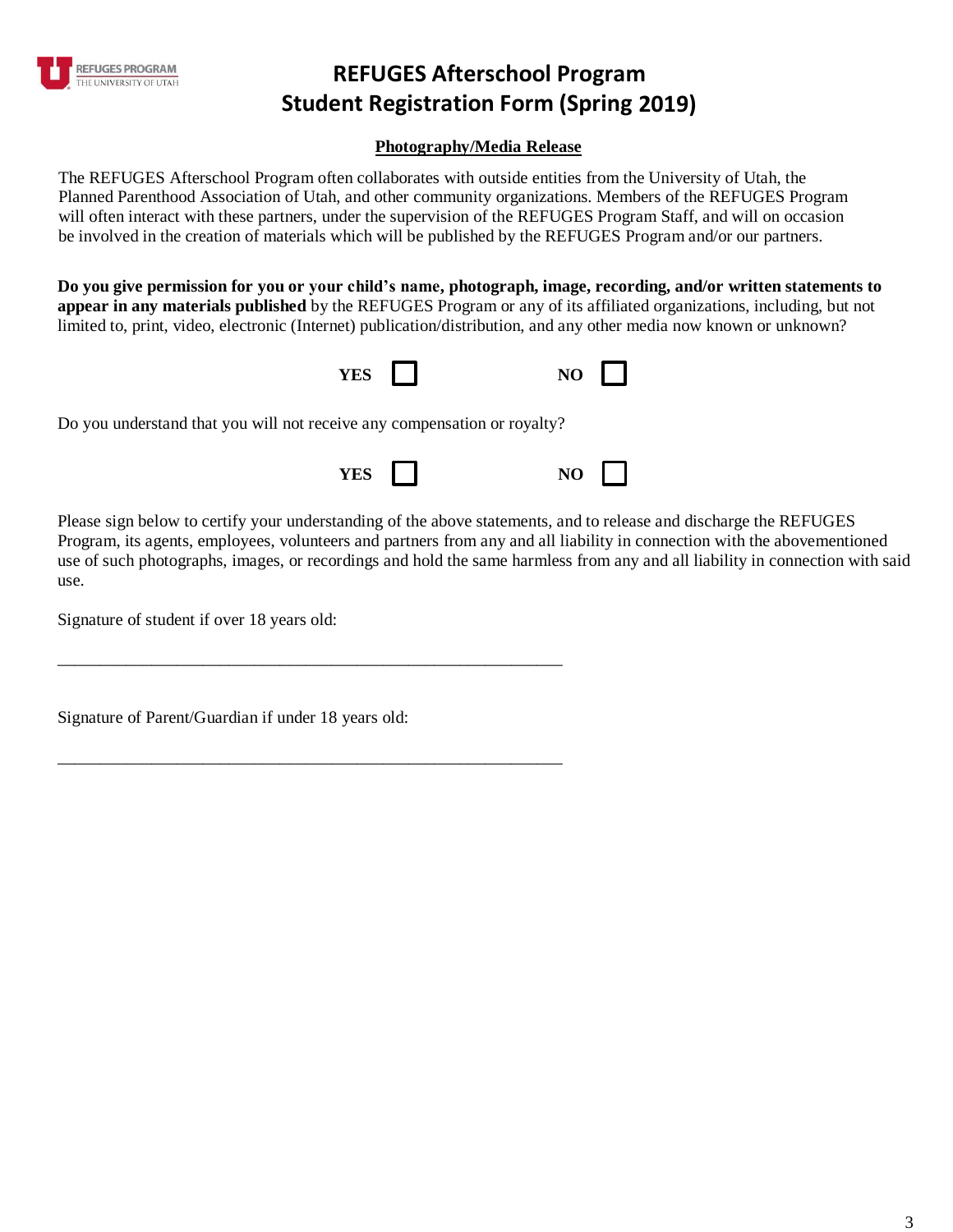# REFUGES Afterschool Program
# Student Registration Form (Spring 2019)

## Photography/Media Release

The REFUGES Afterschool Program often collaborates with outside entities from the University of Utah, the Planned Parenthood Association of Utah, and other community organizations. Members of the REFUGES Program will often interact with these partners, under the supervision of the REFUGES Program Staff, and will on occasion be involved in the creation of materials which will be published by the REFUGES Program and/or our partners.

**Do you give permission for you or your child's name, photograph, image, recording, and/or written statements to appear in any materials published** by the REFUGES Program or any of its affiliated organizations, including, but not limited to, print, video, electronic (Internet) publication/distribution, and any other media now known or unknown?

**YES** ☐ **NO** ☐

Do you understand that you will not receive any compensation or royalty?

**YES** ☐ **NO** ☐

Please sign below to certify your understanding of the above statements, and to release and discharge the REFUGES Program, its agents, employees, volunteers and partners from any and all liability in connection with the abovementioned use of such photographs, images, or recordings and hold the same harmless from any and all liability in connection with said use.

Signature of student if over 18 years old:

_______________________________________________________________

Signature of Parent/Guardian if under 18 years old:

_______________________________________________________________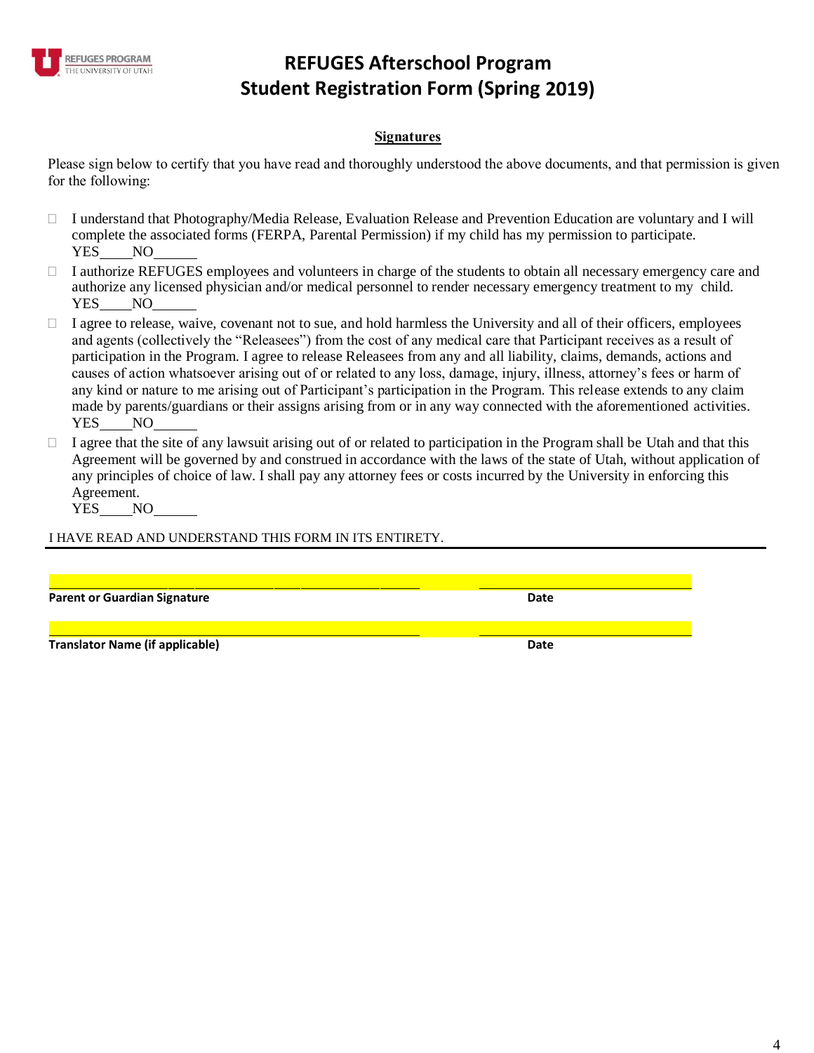REFUGES PROGRAM
THE UNIVERSITY OF UTAH

# REFUGES Afterschool Program
# Student Registration Form (Spring 2019)

## Signatures

Please sign below to certify that you have read and thoroughly understood the above documents, and that permission is given for the following:

- ☐ I understand that Photography/Media Release, Evaluation Release and Prevention Education are voluntary and I will complete the associated forms (FERPA, Parental Permission) if my child has my permission to participate.
  YES_____NO______
- ☐ I authorize REFUGES employees and volunteers in charge of the students to obtain all necessary emergency care and authorize any licensed physician and/or medical personnel to render necessary emergency treatment to my child.
  YES_____NO______
- ☐ I agree to release, waive, covenant not to sue, and hold harmless the University and all of their officers, employees and agents (collectively the "Releasees") from the cost of any medical care that Participant receives as a result of participation in the Program. I agree to release Releasees from any and all liability, claims, demands, actions and causes of action whatsoever arising out of or related to any loss, damage, injury, illness, attorney's fees or harm of any kind or nature to me arising out of Participant's participation in the Program. This release extends to any claim made by parents/guardians or their assigns arising from or in any way connected with the aforementioned activities.
  YES_____NO______
- ☐ I agree that the site of any lawsuit arising out of or related to participation in the Program shall be Utah and that this Agreement will be governed by and construed in accordance with the laws of the state of Utah, without application of any principles of choice of law. I shall pay any attorney fees or costs incurred by the University in enforcing this Agreement.
  YES_____NO______

I HAVE READ AND UNDERSTAND THIS FORM IN ITS ENTIRETY.

______________________________________________ ______________________________

**Parent or Guardian Signature** **Date**

______________________________________________ ______________________________

**Translator Name (if applicable)** **Date**